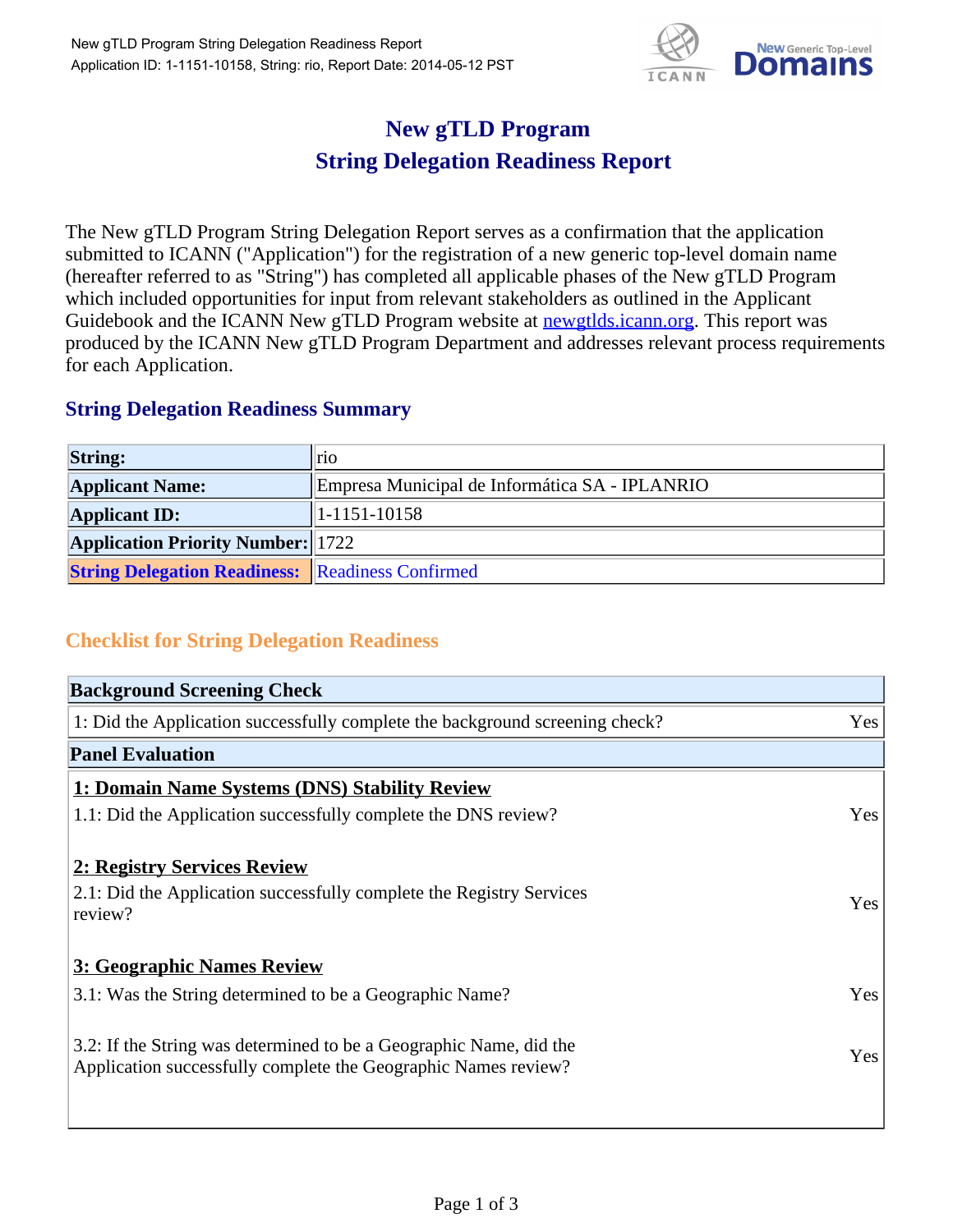# New gTLD Program
# String Delegation Readiness Report

The New gTLD Program String Delegation Report serves as a confirmation that the application submitted to ICANN ("Application") for the registration of a new generic top-level domain name (hereafter referred to as "String") has completed all applicable phases of the New gTLD Program which included opportunities for input from relevant stakeholders as outlined in the Applicant Guidebook and the ICANN New gTLD Program website at newgtlds.icann.org. This report was produced by the ICANN New gTLD Program Department and addresses relevant process requirements for each Application.

## String Delegation Readiness Summary

| | |
|---|---|
| **String:** | rio |
| **Applicant Name:** | Empresa Municipal de Informática SA - IPLANRIO |
| **Applicant ID:** | 1-1151-10158 |
| **Application Priority Number:** | 1722 |
| **String Delegation Readiness:** | Readiness Confirmed |

## Checklist for String Delegation Readiness

| **Background Screening Check** | |
|---|---|
| 1: Did the Application successfully complete the background screening check? | Yes |
| **Panel Evaluation** | |
| **1: Domain Name Systems (DNS) Stability Review** | |
| 1.1: Did the Application successfully complete the DNS review? | Yes |
| **2: Registry Services Review** | |
| 2.1: Did the Application successfully complete the Registry Services review? | Yes |
| **3: Geographic Names Review** | |
| 3.1: Was the String determined to be a Geographic Name? | Yes |
| 3.2: If the String was determined to be a Geographic Name, did the Application successfully complete the Geographic Names review? | Yes |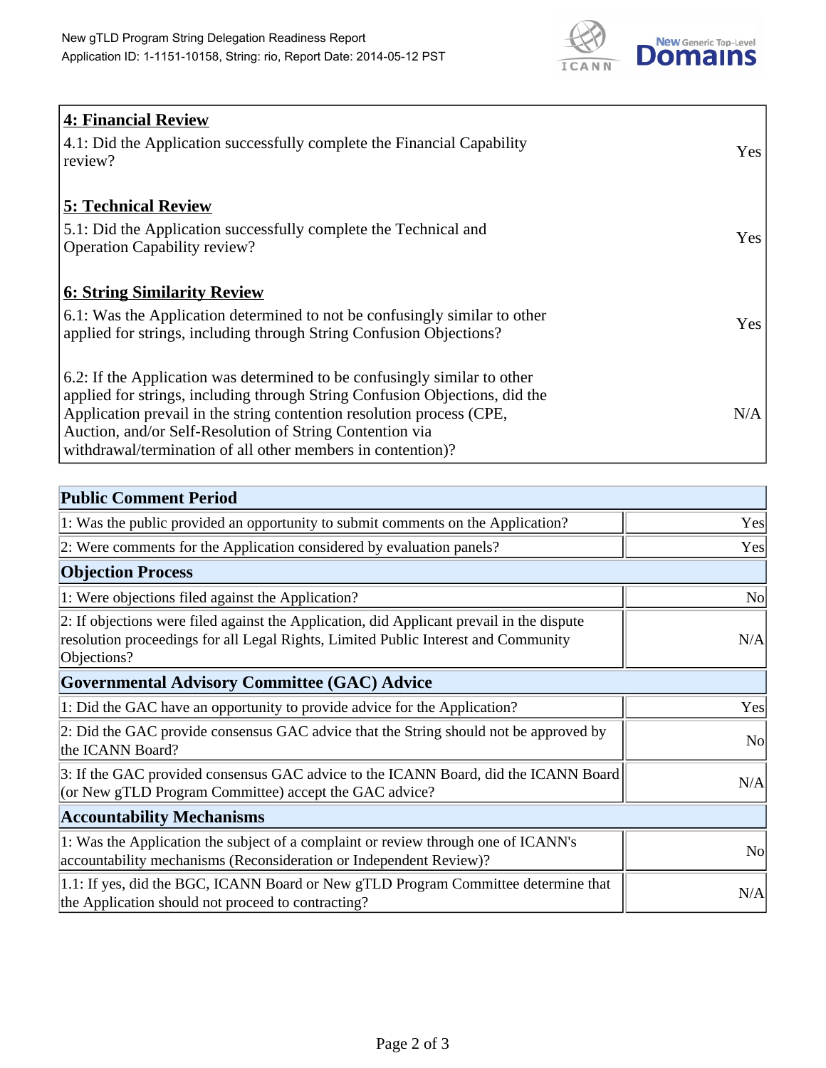| **4: Financial Review** | |
|---|---|
| 4.1: Did the Application successfully complete the Financial Capability review? | Yes |
| **5: Technical Review** | |
| 5.1: Did the Application successfully complete the Technical and Operation Capability review? | Yes |
| **6: String Similarity Review** | |
| 6.1: Was the Application determined to not be confusingly similar to other applied for strings, including through String Confusion Objections? | Yes |
| 6.2: If the Application was determined to be confusingly similar to other applied for strings, including through String Confusion Objections, did the Application prevail in the string contention resolution process (CPE, Auction, and/or Self-Resolution of String Contention via withdrawal/termination of all other members in contention)? | N/A |

| **Public Comment Period** | |
|---|---|
| 1: Was the public provided an opportunity to submit comments on the Application? | Yes |
| 2: Were comments for the Application considered by evaluation panels? | Yes |
| **Objection Process** | |
| 1: Were objections filed against the Application? | No |
| 2: If objections were filed against the Application, did Applicant prevail in the dispute resolution proceedings for all Legal Rights, Limited Public Interest and Community Objections? | N/A |
| **Governmental Advisory Committee (GAC) Advice** | |
| 1: Did the GAC have an opportunity to provide advice for the Application? | Yes |
| 2: Did the GAC provide consensus GAC advice that the String should not be approved by the ICANN Board? | No |
| 3: If the GAC provided consensus GAC advice to the ICANN Board, did the ICANN Board (or New gTLD Program Committee) accept the GAC advice? | N/A |
| **Accountability Mechanisms** | |
| 1: Was the Application the subject of a complaint or review through one of ICANN's accountability mechanisms (Reconsideration or Independent Review)? | No |
| 1.1: If yes, did the BGC, ICANN Board or New gTLD Program Committee determine that the Application should not proceed to contracting? | N/A |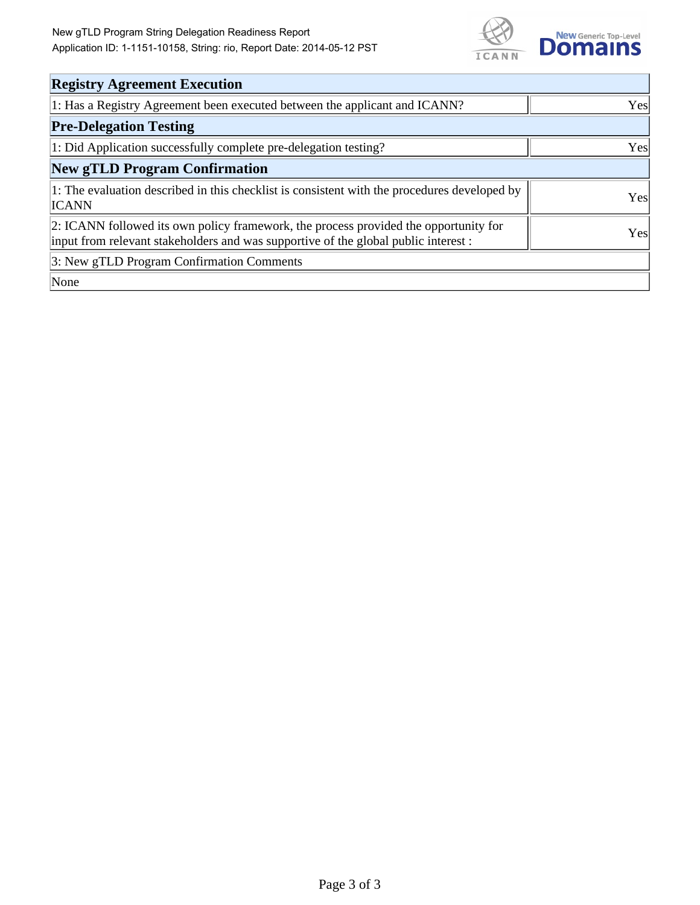## Registry Agreement Execution

| | |
|---|---|
| 1: Has a Registry Agreement been executed between the applicant and ICANN? | Yes |

## Pre-Delegation Testing

| | |
|---|---|
| 1: Did Application successfully complete pre-delegation testing? | Yes |

## New gTLD Program Confirmation

| | |
|---|---|
| 1: The evaluation described in this checklist is consistent with the procedures developed by ICANN | Yes |
| 2: ICANN followed its own policy framework, the process provided the opportunity for input from relevant stakeholders and was supportive of the global public interest : | Yes |

3: New gTLD Program Confirmation Comments

None